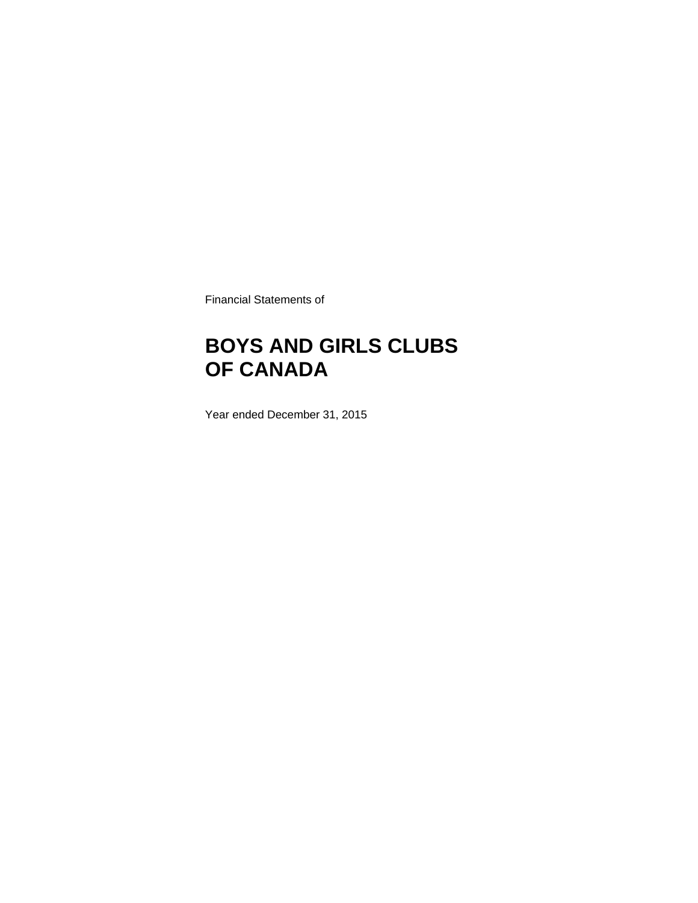Financial Statements of

# BOYS AND GIRLS CLUBS OF CANADA

Year ended December 31, 2015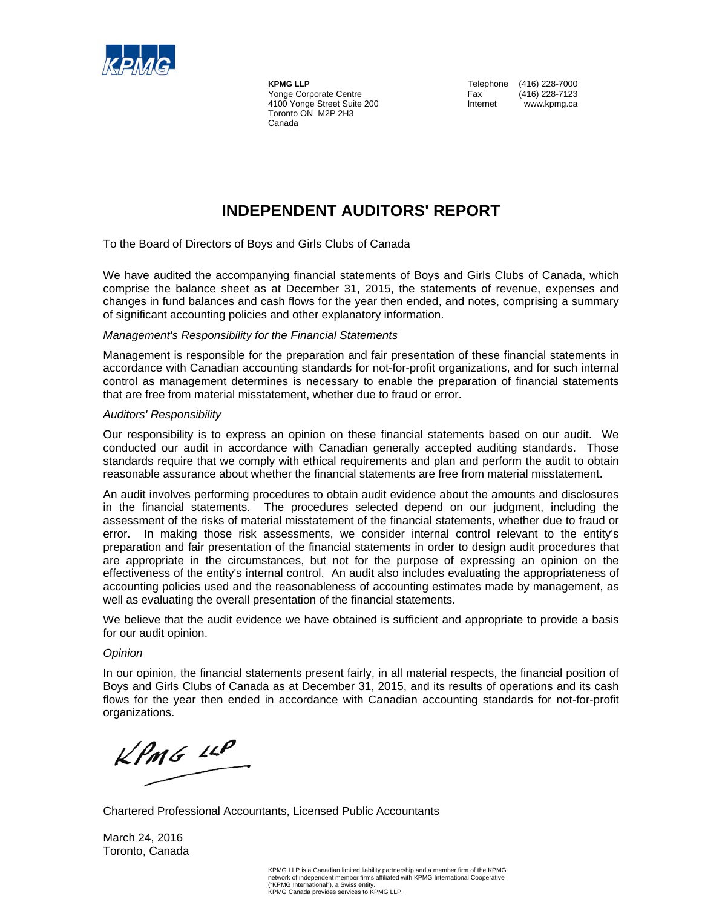**KPMG LLP**
Yonge Corporate Centre
4100 Yonge Street Suite 200
Toronto ON M2P 2H3
Canada

Telephone (416) 228-7000
Fax (416) 228-7123
Internet www.kpmg.ca

# INDEPENDENT AUDITORS' REPORT

To the Board of Directors of Boys and Girls Clubs of Canada

We have audited the accompanying financial statements of Boys and Girls Clubs of Canada, which comprise the balance sheet as at December 31, 2015, the statements of revenue, expenses and changes in fund balances and cash flows for the year then ended, and notes, comprising a summary of significant accounting policies and other explanatory information.

*Management's Responsibility for the Financial Statements*

Management is responsible for the preparation and fair presentation of these financial statements in accordance with Canadian accounting standards for not-for-profit organizations, and for such internal control as management determines is necessary to enable the preparation of financial statements that are free from material misstatement, whether due to fraud or error.

*Auditors' Responsibility*

Our responsibility is to express an opinion on these financial statements based on our audit. We conducted our audit in accordance with Canadian generally accepted auditing standards. Those standards require that we comply with ethical requirements and plan and perform the audit to obtain reasonable assurance about whether the financial statements are free from material misstatement.

An audit involves performing procedures to obtain audit evidence about the amounts and disclosures in the financial statements. The procedures selected depend on our judgment, including the assessment of the risks of material misstatement of the financial statements, whether due to fraud or error. In making those risk assessments, we consider internal control relevant to the entity's preparation and fair presentation of the financial statements in order to design audit procedures that are appropriate in the circumstances, but not for the purpose of expressing an opinion on the effectiveness of the entity's internal control. An audit also includes evaluating the appropriateness of accounting policies used and the reasonableness of accounting estimates made by management, as well as evaluating the overall presentation of the financial statements.

We believe that the audit evidence we have obtained is sufficient and appropriate to provide a basis for our audit opinion.

*Opinion*

In our opinion, the financial statements present fairly, in all material respects, the financial position of Boys and Girls Clubs of Canada as at December 31, 2015, and its results of operations and its cash flows for the year then ended in accordance with Canadian accounting standards for not-for-profit organizations.

KPMG LLP

Chartered Professional Accountants, Licensed Public Accountants

March 24, 2016
Toronto, Canada

KPMG LLP is a Canadian limited liability partnership and a member firm of the KPMG network of independent member firms affiliated with KPMG International Cooperative ("KPMG International"), a Swiss entity.
KPMG Canada provides services to KPMG LLP.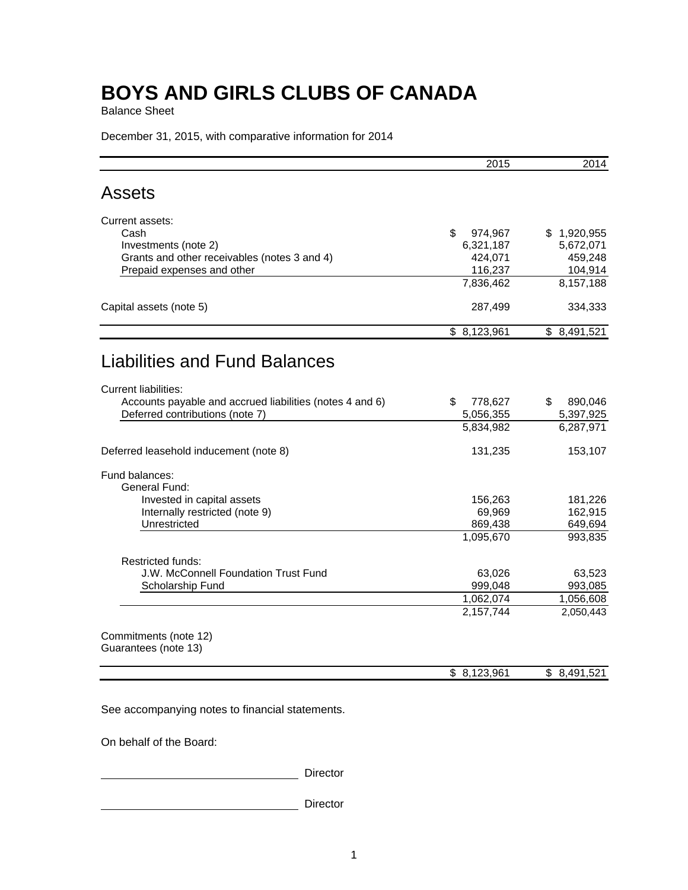# BOYS AND GIRLS CLUBS OF CANADA

Balance Sheet

December 31, 2015, with comparative information for 2014

| | 2015 | 2014 |
|---|---|---|
| **Assets** | | |
| Current assets: | | |
| Cash | $ 974,967 | $ 1,920,955 |
| Investments (note 2) | 6,321,187 | 5,672,071 |
| Grants and other receivables (notes 3 and 4) | 424,071 | 459,248 |
| Prepaid expenses and other | 116,237 | 104,914 |
| | 7,836,462 | 8,157,188 |
| Capital assets (note 5) | 287,499 | 334,333 |
| | $ 8,123,961 | $ 8,491,521 |
| **Liabilities and Fund Balances** | | |
| Current liabilities: | | |
| Accounts payable and accrued liabilities (notes 4 and 6) | $ 778,627 | $ 890,046 |
| Deferred contributions (note 7) | 5,056,355 | 5,397,925 |
| | 5,834,982 | 6,287,971 |
| Deferred leasehold inducement (note 8) | 131,235 | 153,107 |
| Fund balances: | | |
| General Fund: | | |
| Invested in capital assets | 156,263 | 181,226 |
| Internally restricted (note 9) | 69,969 | 162,915 |
| Unrestricted | 869,438 | 649,694 |
| | 1,095,670 | 993,835 |
| Restricted funds: | | |
| J.W. McConnell Foundation Trust Fund | 63,026 | 63,523 |
| Scholarship Fund | 999,048 | 993,085 |
| | 1,062,074 | 1,056,608 |
| | 2,157,744 | 2,050,443 |
| Commitments (note 12) | | |
| Guarantees (note 13) | | |
| | $ 8,123,961 | $ 8,491,521 |

See accompanying notes to financial statements.

On behalf of the Board:

\_\_\_\_\_\_\_\_\_\_\_\_\_\_\_\_\_\_\_\_\_\_\_\_\_\_\_\_\_\_ Director

\_\_\_\_\_\_\_\_\_\_\_\_\_\_\_\_\_\_\_\_\_\_\_\_\_\_\_\_\_\_ Director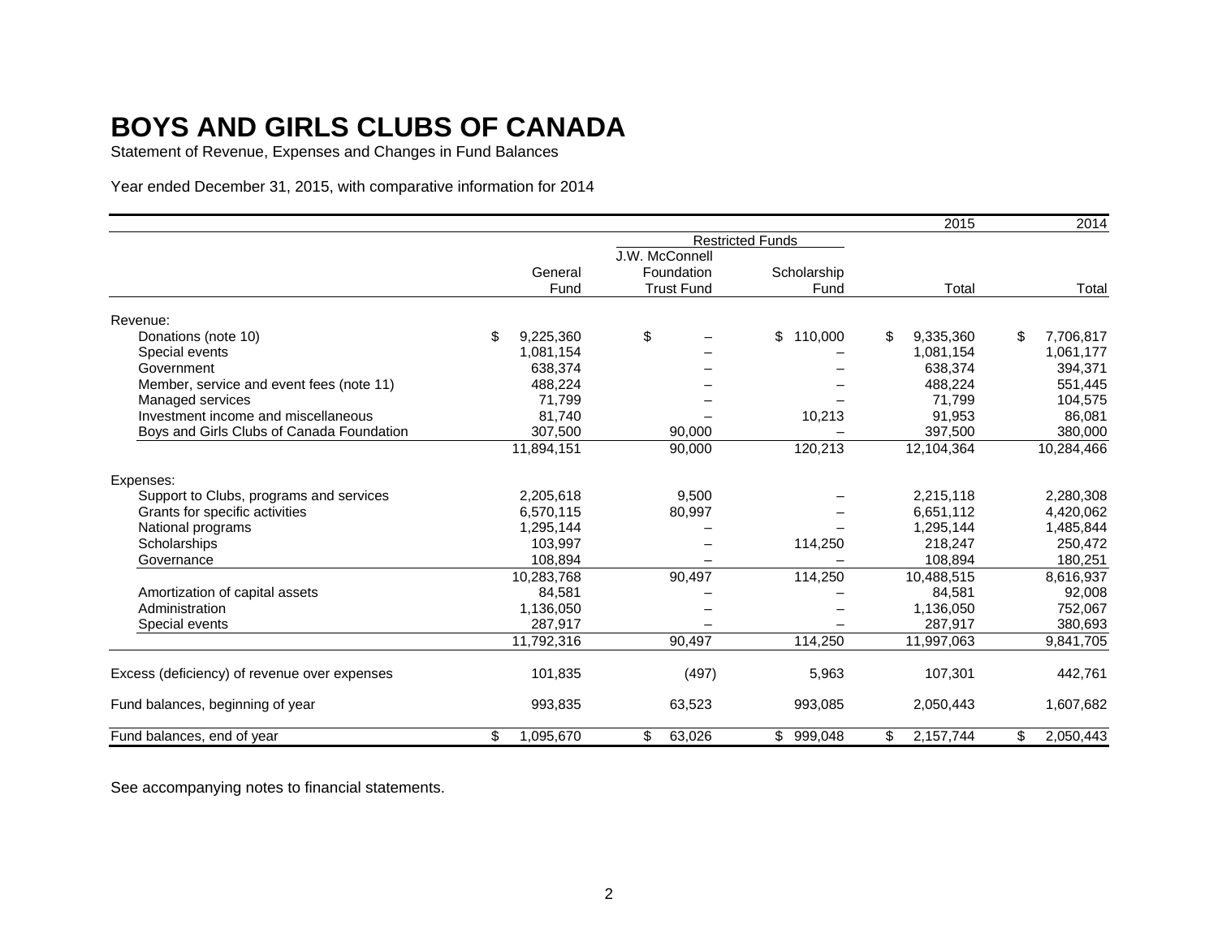# BOYS AND GIRLS CLUBS OF CANADA

Statement of Revenue, Expenses and Changes in Fund Balances

Year ended December 31, 2015, with comparative information for 2014

| | | Restricted Funds | | 2015 | 2014 |
|---|---|---|---|---|---|
| | General Fund | J.W. McConnell Foundation Trust Fund | Scholarship Fund | Total | Total |
| Revenue: | | | | | |
| Donations (note 10) | $ 9,225,360 | $ – | $ 110,000 | $ 9,335,360 | $ 7,706,817 |
| Special events | 1,081,154 | – | – | 1,081,154 | 1,061,177 |
| Government | 638,374 | – | – | 638,374 | 394,371 |
| Member, service and event fees (note 11) | 488,224 | – | – | 488,224 | 551,445 |
| Managed services | 71,799 | – | – | 71,799 | 104,575 |
| Investment income and miscellaneous | 81,740 | – | 10,213 | 91,953 | 86,081 |
| Boys and Girls Clubs of Canada Foundation | 307,500 | 90,000 | – | 397,500 | 380,000 |
| | 11,894,151 | 90,000 | 120,213 | 12,104,364 | 10,284,466 |
| Expenses: | | | | | |
| Support to Clubs, programs and services | 2,205,618 | 9,500 | – | 2,215,118 | 2,280,308 |
| Grants for specific activities | 6,570,115 | 80,997 | – | 6,651,112 | 4,420,062 |
| National programs | 1,295,144 | – | – | 1,295,144 | 1,485,844 |
| Scholarships | 103,997 | – | 114,250 | 218,247 | 250,472 |
| Governance | 108,894 | – | – | 108,894 | 180,251 |
| | 10,283,768 | 90,497 | 114,250 | 10,488,515 | 8,616,937 |
| Amortization of capital assets | 84,581 | – | – | 84,581 | 92,008 |
| Administration | 1,136,050 | – | – | 1,136,050 | 752,067 |
| Special events | 287,917 | – | – | 287,917 | 380,693 |
| | 11,792,316 | 90,497 | 114,250 | 11,997,063 | 9,841,705 |
| Excess (deficiency) of revenue over expenses | 101,835 | (497) | 5,963 | 107,301 | 442,761 |
| Fund balances, beginning of year | 993,835 | 63,523 | 993,085 | 2,050,443 | 1,607,682 |
| Fund balances, end of year | $ 1,095,670 | $ 63,026 | $ 999,048 | $ 2,157,744 | $ 2,050,443 |

See accompanying notes to financial statements.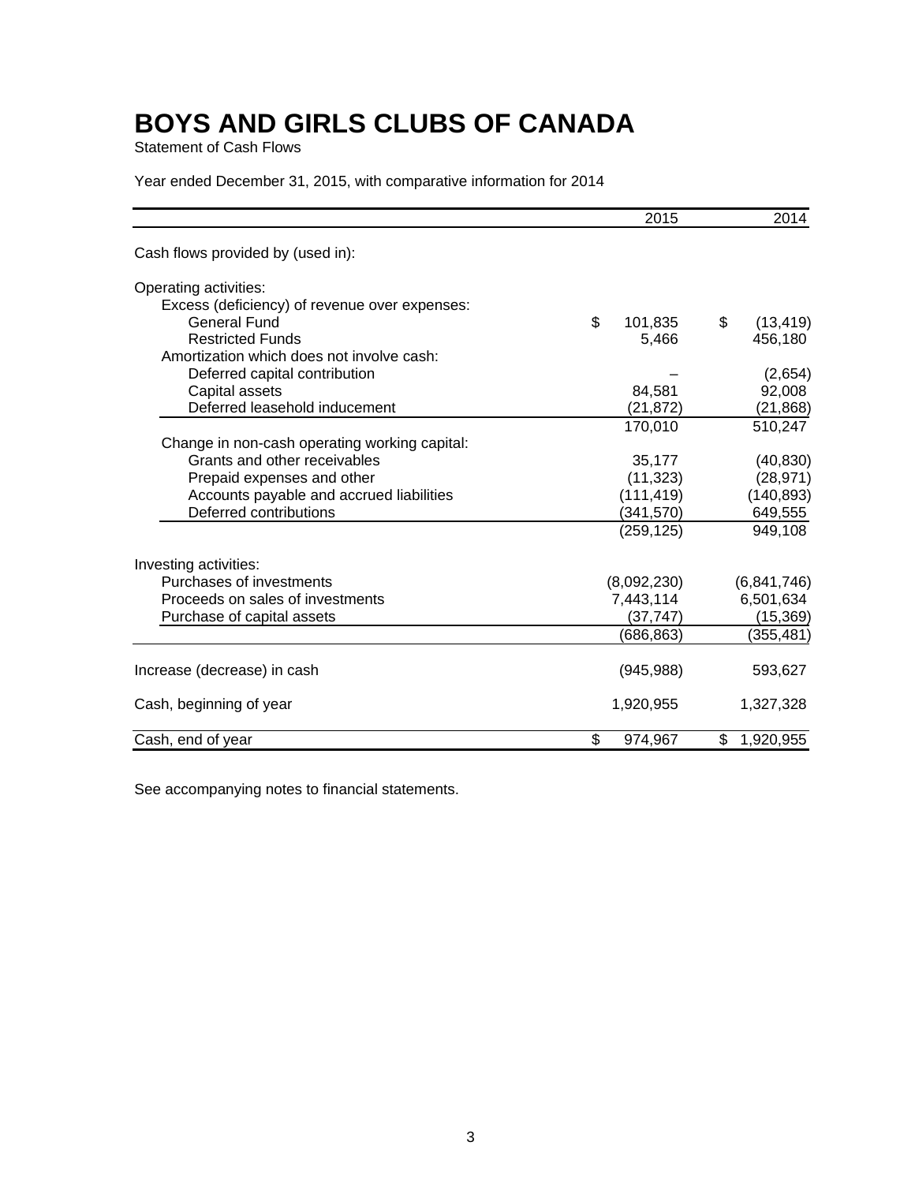# BOYS AND GIRLS CLUBS OF CANADA

Statement of Cash Flows

Year ended December 31, 2015, with comparative information for 2014

| | 2015 | 2014 |
|---|---|---|
| Cash flows provided by (used in): | | |
| Operating activities: | | |
| Excess (deficiency) of revenue over expenses: | | |
| General Fund | $ 101,835 | $ (13,419) |
| Restricted Funds | 5,466 | 456,180 |
| Amortization which does not involve cash: | | |
| Deferred capital contribution | – | (2,654) |
| Capital assets | 84,581 | 92,008 |
| Deferred leasehold inducement | (21,872) | (21,868) |
| | 170,010 | 510,247 |
| Change in non-cash operating working capital: | | |
| Grants and other receivables | 35,177 | (40,830) |
| Prepaid expenses and other | (11,323) | (28,971) |
| Accounts payable and accrued liabilities | (111,419) | (140,893) |
| Deferred contributions | (341,570) | 649,555 |
| | (259,125) | 949,108 |
| Investing activities: | | |
| Purchases of investments | (8,092,230) | (6,841,746) |
| Proceeds on sales of investments | 7,443,114 | 6,501,634 |
| Purchase of capital assets | (37,747) | (15,369) |
| | (686,863) | (355,481) |
| Increase (decrease) in cash | (945,988) | 593,627 |
| Cash, beginning of year | 1,920,955 | 1,327,328 |
| Cash, end of year | $ 974,967 | $ 1,920,955 |

See accompanying notes to financial statements.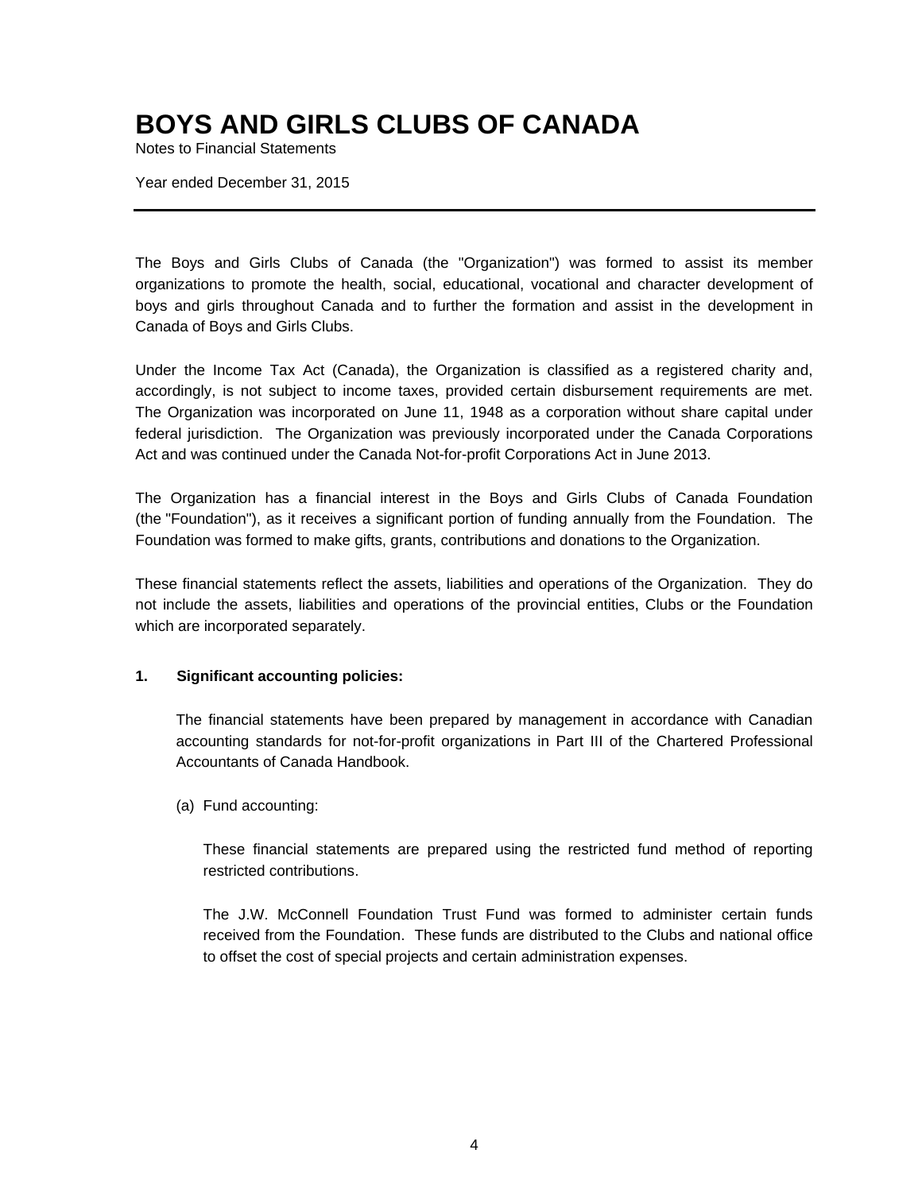# BOYS AND GIRLS CLUBS OF CANADA

Notes to Financial Statements

Year ended December 31, 2015

---

The Boys and Girls Clubs of Canada (the "Organization") was formed to assist its member organizations to promote the health, social, educational, vocational and character development of boys and girls throughout Canada and to further the formation and assist in the development in Canada of Boys and Girls Clubs.

Under the Income Tax Act (Canada), the Organization is classified as a registered charity and, accordingly, is not subject to income taxes, provided certain disbursement requirements are met. The Organization was incorporated on June 11, 1948 as a corporation without share capital under federal jurisdiction. The Organization was previously incorporated under the Canada Corporations Act and was continued under the Canada Not-for-profit Corporations Act in June 2013.

The Organization has a financial interest in the Boys and Girls Clubs of Canada Foundation (the "Foundation"), as it receives a significant portion of funding annually from the Foundation. The Foundation was formed to make gifts, grants, contributions and donations to the Organization.

These financial statements reflect the assets, liabilities and operations of the Organization. They do not include the assets, liabilities and operations of the provincial entities, Clubs or the Foundation which are incorporated separately.

**1. Significant accounting policies:**

The financial statements have been prepared by management in accordance with Canadian accounting standards for not-for-profit organizations in Part III of the Chartered Professional Accountants of Canada Handbook.

(a) Fund accounting:

These financial statements are prepared using the restricted fund method of reporting restricted contributions.

The J.W. McConnell Foundation Trust Fund was formed to administer certain funds received from the Foundation. These funds are distributed to the Clubs and national office to offset the cost of special projects and certain administration expenses.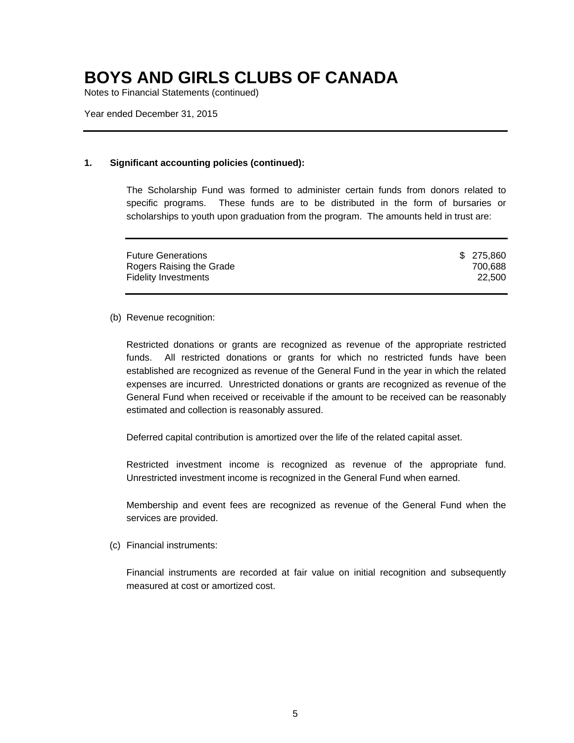# BOYS AND GIRLS CLUBS OF CANADA

Notes to Financial Statements (continued)

Year ended December 31, 2015

## 1. Significant accounting policies (continued):

The Scholarship Fund was formed to administer certain funds from donors related to specific programs. These funds are to be distributed in the form of bursaries or scholarships to youth upon graduation from the program. The amounts held in trust are:

| | |
|---|---:|
| Future Generations | $ 275,860 |
| Rogers Raising the Grade | 700,688 |
| Fidelity Investments | 22,500 |

(b) Revenue recognition:

Restricted donations or grants are recognized as revenue of the appropriate restricted funds. All restricted donations or grants for which no restricted funds have been established are recognized as revenue of the General Fund in the year in which the related expenses are incurred. Unrestricted donations or grants are recognized as revenue of the General Fund when received or receivable if the amount to be received can be reasonably estimated and collection is reasonably assured.

Deferred capital contribution is amortized over the life of the related capital asset.

Restricted investment income is recognized as revenue of the appropriate fund. Unrestricted investment income is recognized in the General Fund when earned.

Membership and event fees are recognized as revenue of the General Fund when the services are provided.

(c) Financial instruments:

Financial instruments are recorded at fair value on initial recognition and subsequently measured at cost or amortized cost.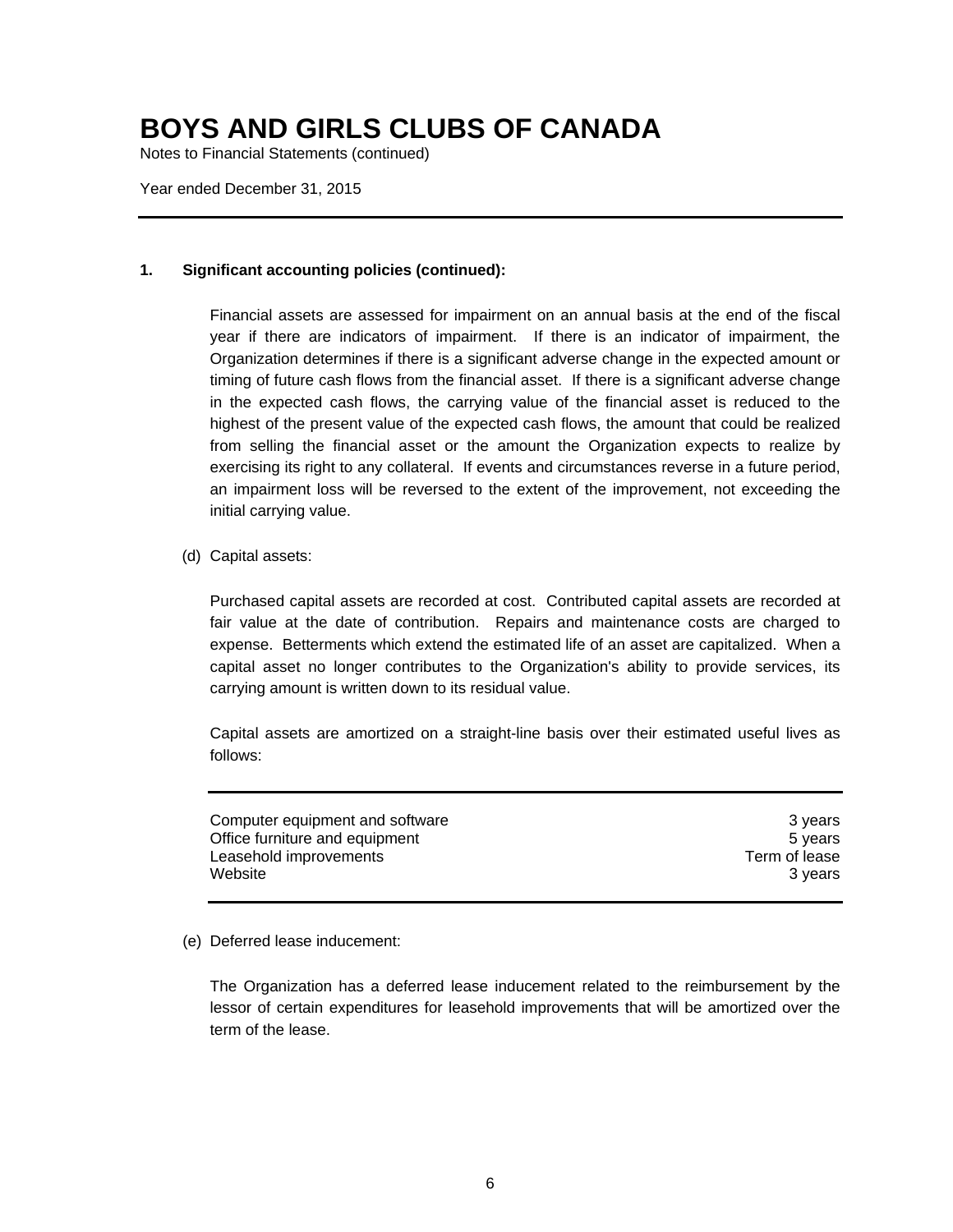# BOYS AND GIRLS CLUBS OF CANADA

Notes to Financial Statements (continued)

Year ended December 31, 2015

## 1. Significant accounting policies (continued):

Financial assets are assessed for impairment on an annual basis at the end of the fiscal year if there are indicators of impairment. If there is an indicator of impairment, the Organization determines if there is a significant adverse change in the expected amount or timing of future cash flows from the financial asset. If there is a significant adverse change in the expected cash flows, the carrying value of the financial asset is reduced to the highest of the present value of the expected cash flows, the amount that could be realized from selling the financial asset or the amount the Organization expects to realize by exercising its right to any collateral. If events and circumstances reverse in a future period, an impairment loss will be reversed to the extent of the improvement, not exceeding the initial carrying value.

(d) Capital assets:

Purchased capital assets are recorded at cost. Contributed capital assets are recorded at fair value at the date of contribution. Repairs and maintenance costs are charged to expense. Betterments which extend the estimated life of an asset are capitalized. When a capital asset no longer contributes to the Organization's ability to provide services, its carrying amount is written down to its residual value.

Capital assets are amortized on a straight-line basis over their estimated useful lives as follows:

| | |
|---|---|
| Computer equipment and software | 3 years |
| Office furniture and equipment | 5 years |
| Leasehold improvements | Term of lease |
| Website | 3 years |

(e) Deferred lease inducement:

The Organization has a deferred lease inducement related to the reimbursement by the lessor of certain expenditures for leasehold improvements that will be amortized over the term of the lease.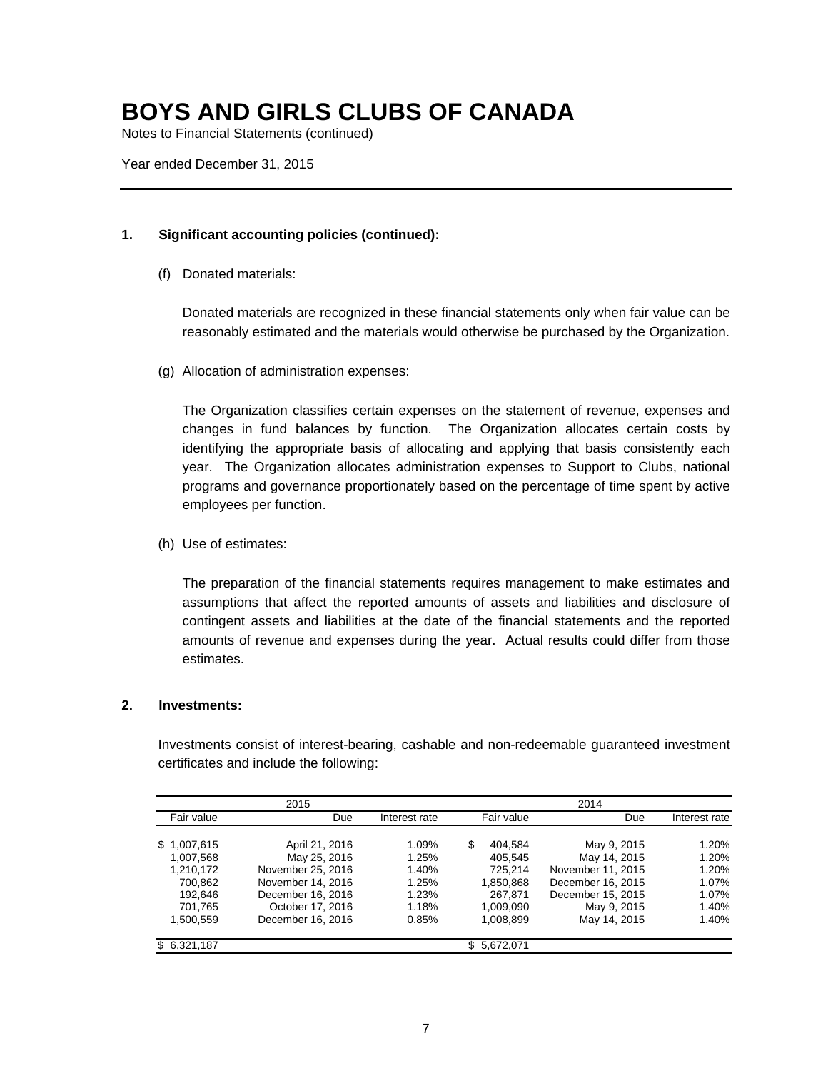# BOYS AND GIRLS CLUBS OF CANADA

Notes to Financial Statements (continued)

Year ended December 31, 2015

**1. Significant accounting policies (continued):**

(f) Donated materials:

Donated materials are recognized in these financial statements only when fair value can be reasonably estimated and the materials would otherwise be purchased by the Organization.

(g) Allocation of administration expenses:

The Organization classifies certain expenses on the statement of revenue, expenses and changes in fund balances by function. The Organization allocates certain costs by identifying the appropriate basis of allocating and applying that basis consistently each year. The Organization allocates administration expenses to Support to Clubs, national programs and governance proportionately based on the percentage of time spent by active employees per function.

(h) Use of estimates:

The preparation of the financial statements requires management to make estimates and assumptions that affect the reported amounts of assets and liabilities and disclosure of contingent assets and liabilities at the date of the financial statements and the reported amounts of revenue and expenses during the year. Actual results could differ from those estimates.

**2. Investments:**

Investments consist of interest-bearing, cashable and non-redeemable guaranteed investment certificates and include the following:

| 2015 | | | 2014 | | |
|---|---|---|---|---|---|
| Fair value | Due | Interest rate | Fair value | Due | Interest rate |
| $ 1,007,615 | April 21, 2016 | 1.09% | $ 404,584 | May 9, 2015 | 1.20% |
| 1,007,568 | May 25, 2016 | 1.25% | 405,545 | May 14, 2015 | 1.20% |
| 1,210,172 | November 25, 2016 | 1.40% | 725,214 | November 11, 2015 | 1.20% |
| 700,862 | November 14, 2016 | 1.25% | 1,850,868 | December 16, 2015 | 1.07% |
| 192,646 | December 16, 2016 | 1.23% | 267,871 | December 15, 2015 | 1.07% |
| 701,765 | October 17, 2016 | 1.18% | 1,009,090 | May 9, 2015 | 1.40% |
| 1,500,559 | December 16, 2016 | 0.85% | 1,008,899 | May 14, 2015 | 1.40% |
| $ 6,321,187 | | | $ 5,672,071 | | |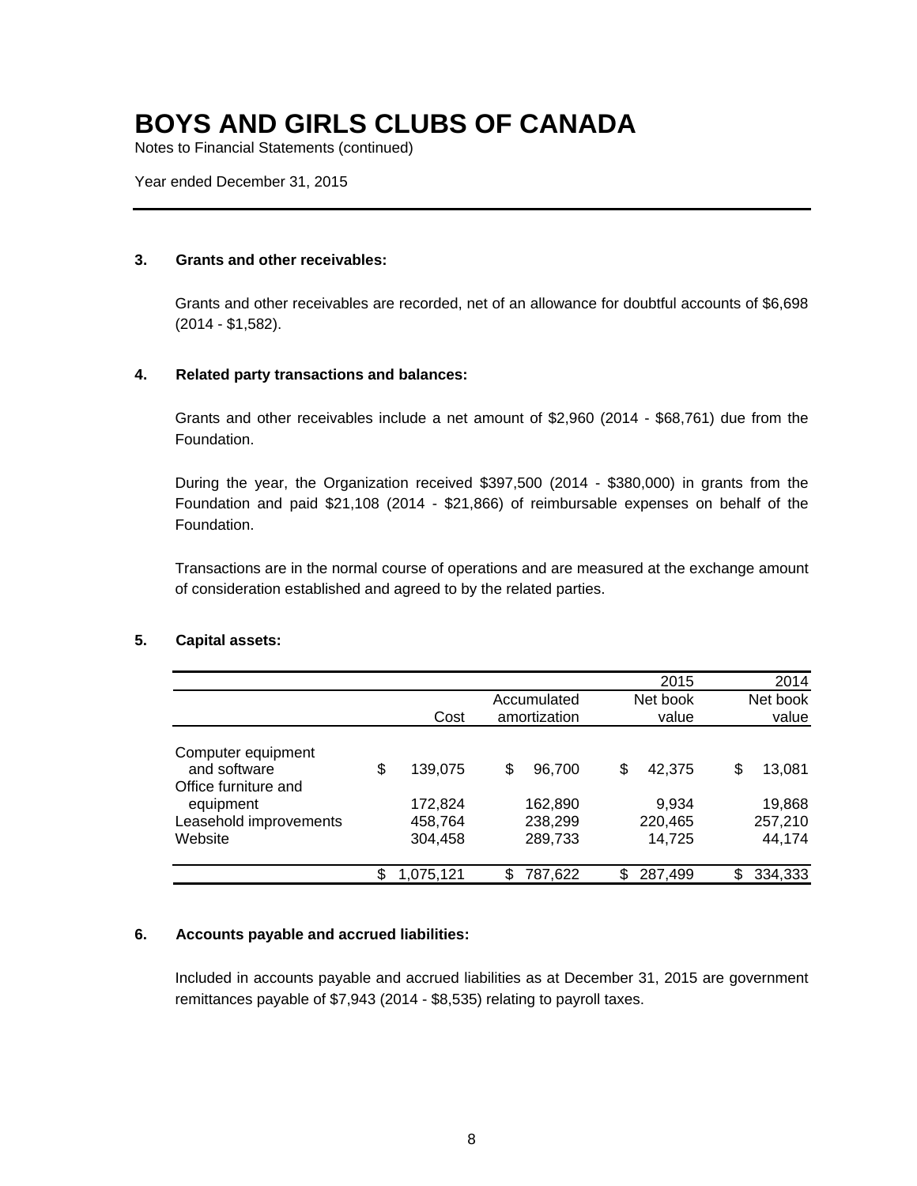# BOYS AND GIRLS CLUBS OF CANADA

Notes to Financial Statements (continued)

Year ended December 31, 2015

### 3. Grants and other receivables:

Grants and other receivables are recorded, net of an allowance for doubtful accounts of $6,698 (2014 - $1,582).

### 4. Related party transactions and balances:

Grants and other receivables include a net amount of $2,960 (2014 - $68,761) due from the Foundation.

During the year, the Organization received $397,500 (2014 - $380,000) in grants from the Foundation and paid $21,108 (2014 - $21,866) of reimbursable expenses on behalf of the Foundation.

Transactions are in the normal course of operations and are measured at the exchange amount of consideration established and agreed to by the related parties.

### 5. Capital assets:

| | Cost | Accumulated amortization | 2015 Net book value | 2014 Net book value |
|---|---|---|---|---|
| Computer equipment and software | $ 139,075 | $ 96,700 | $ 42,375 | $ 13,081 |
| Office furniture and equipment | 172,824 | 162,890 | 9,934 | 19,868 |
| Leasehold improvements | 458,764 | 238,299 | 220,465 | 257,210 |
| Website | 304,458 | 289,733 | 14,725 | 44,174 |
| | $ 1,075,121 | $ 787,622 | $ 287,499 | $ 334,333 |

### 6. Accounts payable and accrued liabilities:

Included in accounts payable and accrued liabilities as at December 31, 2015 are government remittances payable of $7,943 (2014 - $8,535) relating to payroll taxes.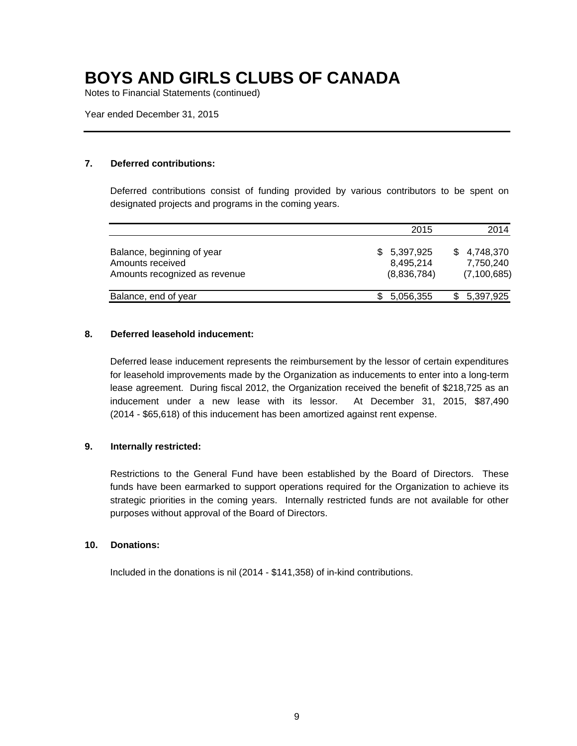# BOYS AND GIRLS CLUBS OF CANADA

Notes to Financial Statements (continued)

Year ended December 31, 2015

### 7. Deferred contributions:

Deferred contributions consist of funding provided by various contributors to be spent on designated projects and programs in the coming years.

| | 2015 | 2014 |
|---|---|---|
| Balance, beginning of year | $ 5,397,925 | $ 4,748,370 |
| Amounts received | 8,495,214 | 7,750,240 |
| Amounts recognized as revenue | (8,836,784) | (7,100,685) |
| Balance, end of year | $ 5,056,355 | $ 5,397,925 |

### 8. Deferred leasehold inducement:

Deferred lease inducement represents the reimbursement by the lessor of certain expenditures for leasehold improvements made by the Organization as inducements to enter into a long-term lease agreement. During fiscal 2012, the Organization received the benefit of $218,725 as an inducement under a new lease with its lessor. At December 31, 2015, $87,490 (2014 - $65,618) of this inducement has been amortized against rent expense.

### 9. Internally restricted:

Restrictions to the General Fund have been established by the Board of Directors. These funds have been earmarked to support operations required for the Organization to achieve its strategic priorities in the coming years. Internally restricted funds are not available for other purposes without approval of the Board of Directors.

### 10. Donations:

Included in the donations is nil (2014 - $141,358) of in-kind contributions.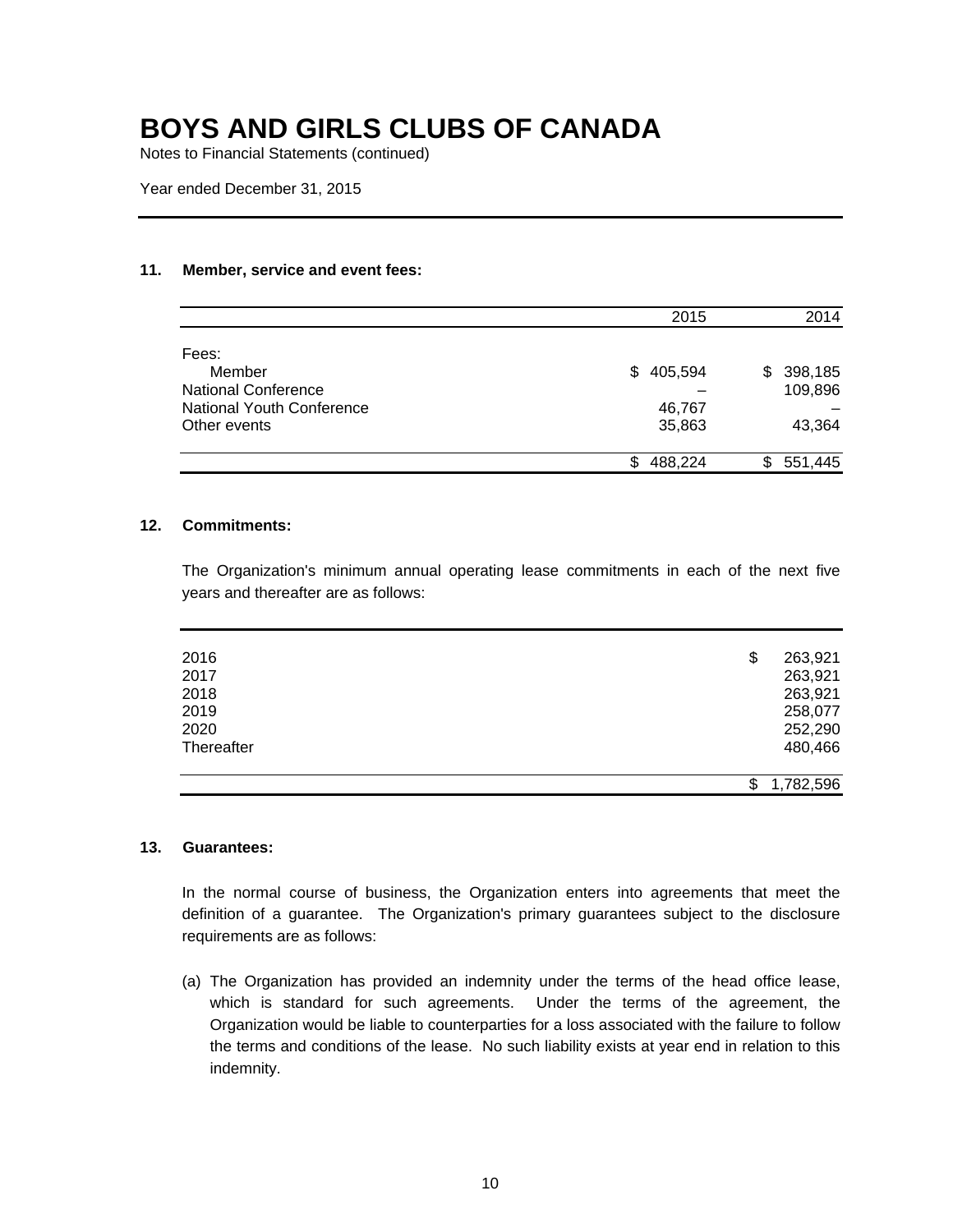# BOYS AND GIRLS CLUBS OF CANADA

Notes to Financial Statements (continued)

Year ended December 31, 2015

### 11. Member, service and event fees:

| | 2015 | 2014 |
|---|---|---|
| Fees: | | |
| Member | $ 405,594 | $ 398,185 |
| National Conference | – | 109,896 |
| National Youth Conference | 46,767 | – |
| Other events | 35,863 | 43,364 |
| | $ 488,224 | $ 551,445 |

### 12. Commitments:

The Organization's minimum annual operating lease commitments in each of the next five years and thereafter are as follows:

| | |
|---|---|
| 2016 | $ 263,921 |
| 2017 | 263,921 |
| 2018 | 263,921 |
| 2019 | 258,077 |
| 2020 | 252,290 |
| Thereafter | 480,466 |
| | $ 1,782,596 |

### 13. Guarantees:

In the normal course of business, the Organization enters into agreements that meet the definition of a guarantee. The Organization's primary guarantees subject to the disclosure requirements are as follows:

(a) The Organization has provided an indemnity under the terms of the head office lease, which is standard for such agreements. Under the terms of the agreement, the Organization would be liable to counterparties for a loss associated with the failure to follow the terms and conditions of the lease. No such liability exists at year end in relation to this indemnity.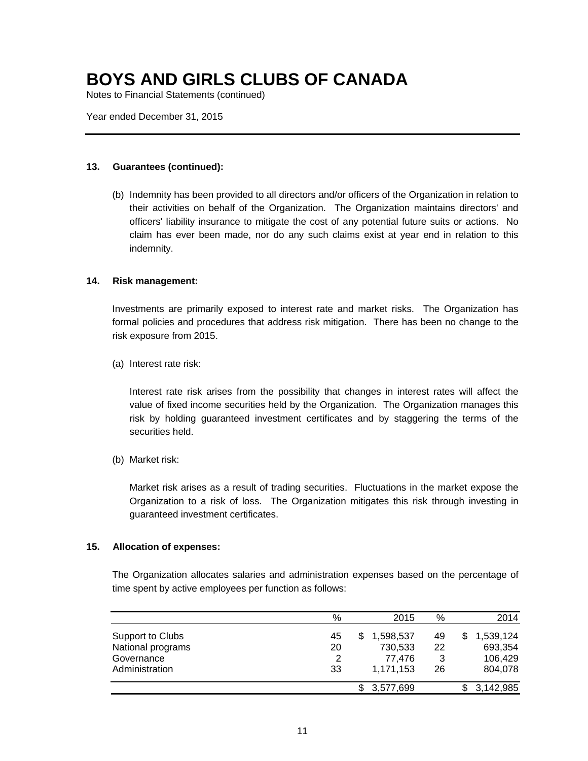# BOYS AND GIRLS CLUBS OF CANADA

Notes to Financial Statements (continued)

Year ended December 31, 2015

---

**13. Guarantees (continued):**

(b) Indemnity has been provided to all directors and/or officers of the Organization in relation to their activities on behalf of the Organization. The Organization maintains directors' and officers' liability insurance to mitigate the cost of any potential future suits or actions. No claim has ever been made, nor do any such claims exist at year end in relation to this indemnity.

**14. Risk management:**

Investments are primarily exposed to interest rate and market risks. The Organization has formal policies and procedures that address risk mitigation. There has been no change to the risk exposure from 2015.

(a) Interest rate risk:

Interest rate risk arises from the possibility that changes in interest rates will affect the value of fixed income securities held by the Organization. The Organization manages this risk by holding guaranteed investment certificates and by staggering the terms of the securities held.

(b) Market risk:

Market risk arises as a result of trading securities. Fluctuations in the market expose the Organization to a risk of loss. The Organization mitigates this risk through investing in guaranteed investment certificates.

**15. Allocation of expenses:**

The Organization allocates salaries and administration expenses based on the percentage of time spent by active employees per function as follows:

| | % | 2015 | % | 2014 |
|---|---|---|---|---|
| Support to Clubs | 45 | $ 1,598,537 | 49 | $ 1,539,124 |
| National programs | 20 | 730,533 | 22 | 693,354 |
| Governance | 2 | 77,476 | 3 | 106,429 |
| Administration | 33 | 1,171,153 | 26 | 804,078 |
| | | $ 3,577,699 | | $ 3,142,985 |